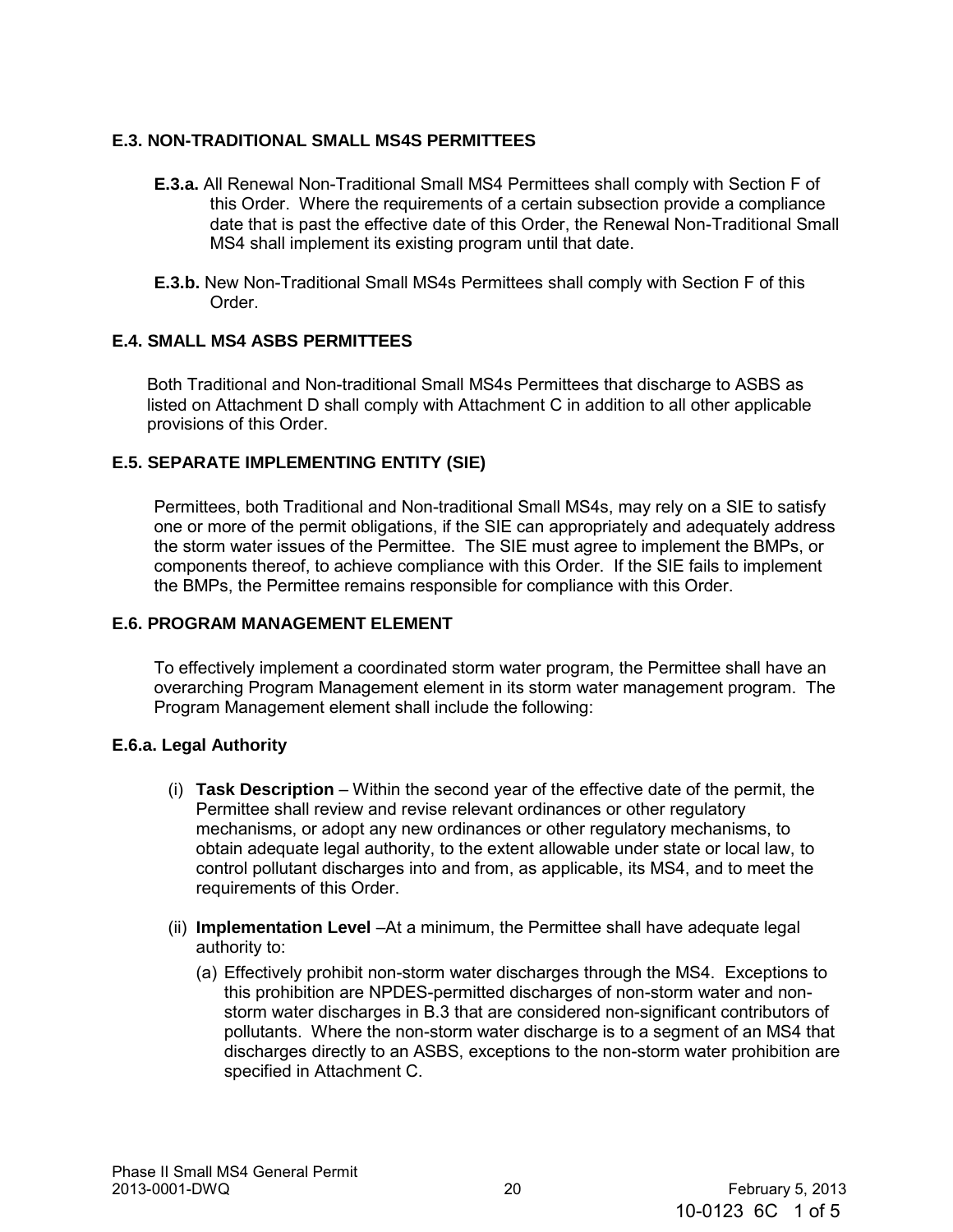### E.3. NON-TRADITIONAL SMALL MS4S PERMITTEES

**E.3.a.** All Renewal Non-Traditional Small MS4 Permittees shall comply with Section F of this Order. Where the requirements of a certain subsection provide a compliance date that is past the effective date of this Order, the Renewal Non-Traditional Small MS4 shall implement its existing program until that date.

**E.3.b.** New Non-Traditional Small MS4s Permittees shall comply with Section F of this Order.

### E.4. SMALL MS4 ASBS PERMITTEES

Both Traditional and Non-traditional Small MS4s Permittees that discharge to ASBS as listed on Attachment D shall comply with Attachment C in addition to all other applicable provisions of this Order.

### E.5. SEPARATE IMPLEMENTING ENTITY (SIE)

Permittees, both Traditional and Non-traditional Small MS4s, may rely on a SIE to satisfy one or more of the permit obligations, if the SIE can appropriately and adequately address the storm water issues of the Permittee. The SIE must agree to implement the BMPs, or components thereof, to achieve compliance with this Order. If the SIE fails to implement the BMPs, the Permittee remains responsible for compliance with this Order.

### E.6. PROGRAM MANAGEMENT ELEMENT

To effectively implement a coordinated storm water program, the Permittee shall have an overarching Program Management element in its storm water management program. The Program Management element shall include the following:

#### E.6.a. Legal Authority

(i) **Task Description** – Within the second year of the effective date of the permit, the Permittee shall review and revise relevant ordinances or other regulatory mechanisms, or adopt any new ordinances or other regulatory mechanisms, to obtain adequate legal authority, to the extent allowable under state or local law, to control pollutant discharges into and from, as applicable, its MS4, and to meet the requirements of this Order.

(ii) **Implementation Level** –At a minimum, the Permittee shall have adequate legal authority to:

(a) Effectively prohibit non-storm water discharges through the MS4. Exceptions to this prohibition are NPDES-permitted discharges of non-storm water and non-storm water discharges in B.3 that are considered non-significant contributors of pollutants. Where the non-storm water discharge is to a segment of an MS4 that discharges directly to an ASBS, exceptions to the non-storm water prohibition are specified in Attachment C.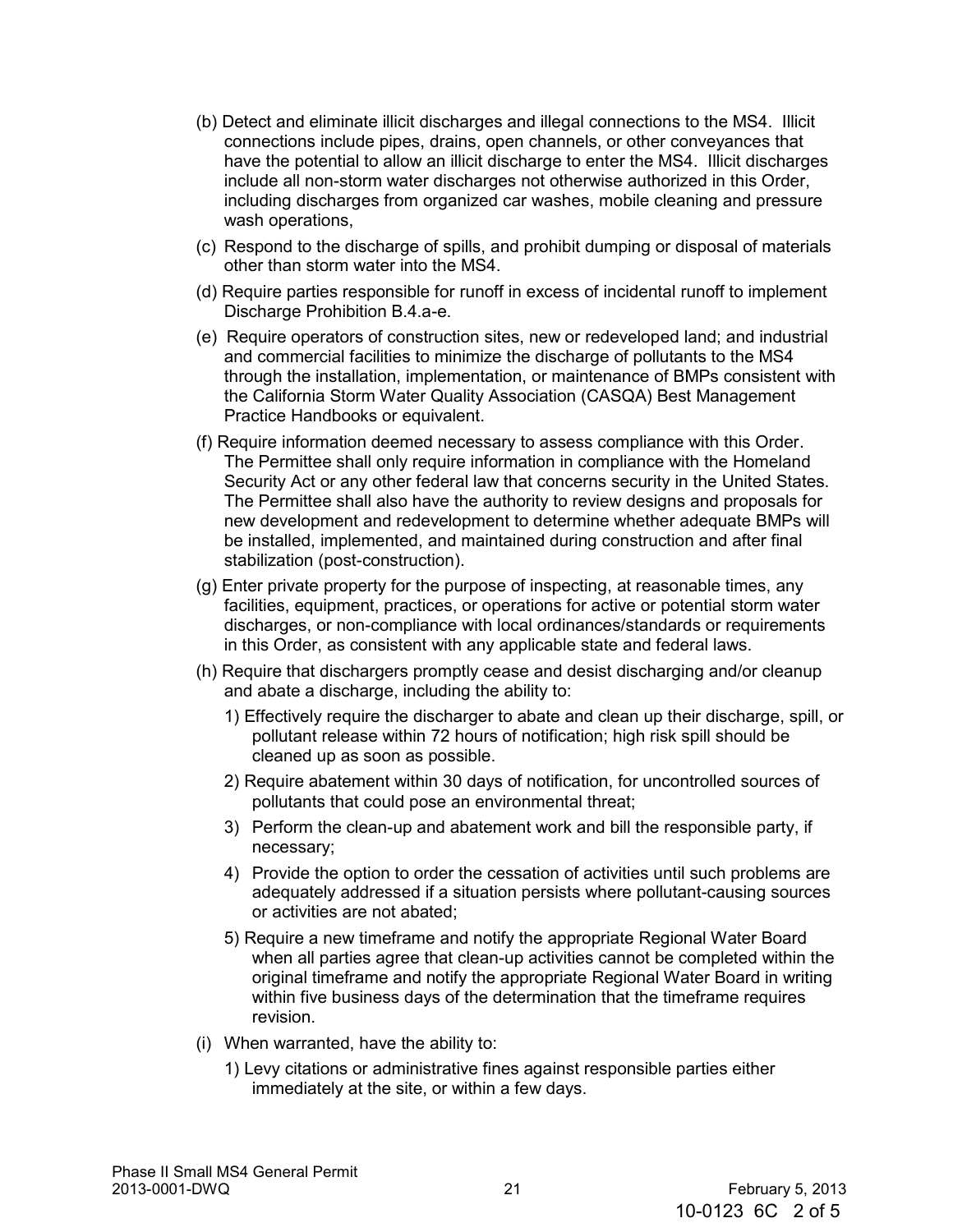(b) Detect and eliminate illicit discharges and illegal connections to the MS4. Illicit connections include pipes, drains, open channels, or other conveyances that have the potential to allow an illicit discharge to enter the MS4. Illicit discharges include all non-storm water discharges not otherwise authorized in this Order, including discharges from organized car washes, mobile cleaning and pressure wash operations,

(c) Respond to the discharge of spills, and prohibit dumping or disposal of materials other than storm water into the MS4.

(d) Require parties responsible for runoff in excess of incidental runoff to implement Discharge Prohibition B.4.a-e.

(e) Require operators of construction sites, new or redeveloped land; and industrial and commercial facilities to minimize the discharge of pollutants to the MS4 through the installation, implementation, or maintenance of BMPs consistent with the California Storm Water Quality Association (CASQA) Best Management Practice Handbooks or equivalent.

(f) Require information deemed necessary to assess compliance with this Order. The Permittee shall only require information in compliance with the Homeland Security Act or any other federal law that concerns security in the United States. The Permittee shall also have the authority to review designs and proposals for new development and redevelopment to determine whether adequate BMPs will be installed, implemented, and maintained during construction and after final stabilization (post-construction).

(g) Enter private property for the purpose of inspecting, at reasonable times, any facilities, equipment, practices, or operations for active or potential storm water discharges, or non-compliance with local ordinances/standards or requirements in this Order, as consistent with any applicable state and federal laws.

(h) Require that dischargers promptly cease and desist discharging and/or cleanup and abate a discharge, including the ability to:

1) Effectively require the discharger to abate and clean up their discharge, spill, or pollutant release within 72 hours of notification; high risk spill should be cleaned up as soon as possible.

2) Require abatement within 30 days of notification, for uncontrolled sources of pollutants that could pose an environmental threat;

3) Perform the clean-up and abatement work and bill the responsible party, if necessary;

4) Provide the option to order the cessation of activities until such problems are adequately addressed if a situation persists where pollutant-causing sources or activities are not abated;

5) Require a new timeframe and notify the appropriate Regional Water Board when all parties agree that clean-up activities cannot be completed within the original timeframe and notify the appropriate Regional Water Board in writing within five business days of the determination that the timeframe requires revision.

(i) When warranted, have the ability to:

1) Levy citations or administrative fines against responsible parties either immediately at the site, or within a few days.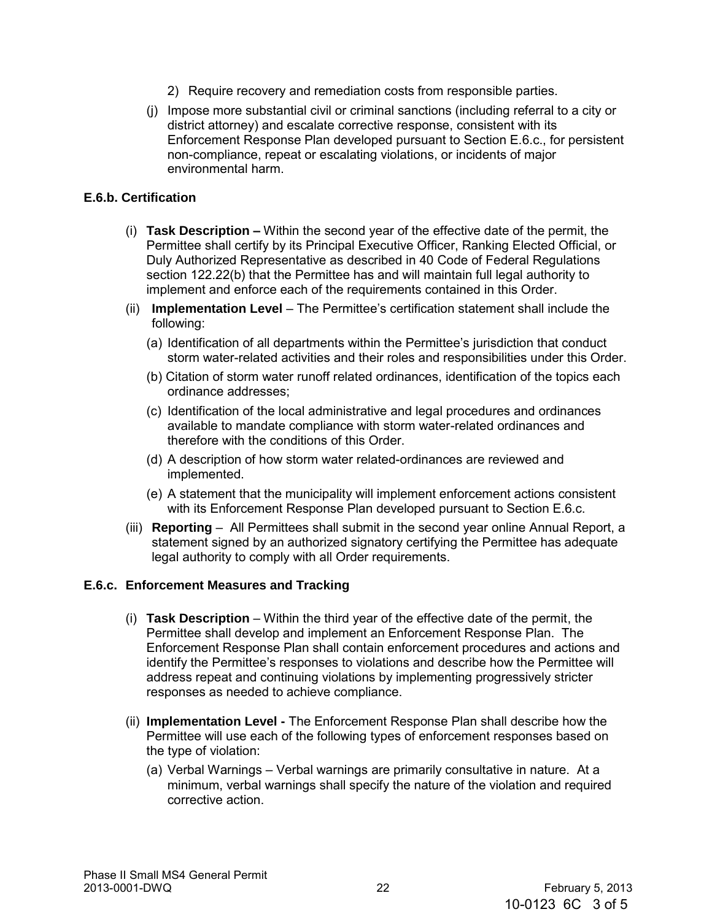2) Require recovery and remediation costs from responsible parties.

(j) Impose more substantial civil or criminal sanctions (including referral to a city or district attorney) and escalate corrective response, consistent with its Enforcement Response Plan developed pursuant to Section E.6.c., for persistent non-compliance, repeat or escalating violations, or incidents of major environmental harm.

### E.6.b. Certification

(i) **Task Description –** Within the second year of the effective date of the permit, the Permittee shall certify by its Principal Executive Officer, Ranking Elected Official, or Duly Authorized Representative as described in 40 Code of Federal Regulations section 122.22(b) that the Permittee has and will maintain full legal authority to implement and enforce each of the requirements contained in this Order.

(ii) **Implementation Level** – The Permittee's certification statement shall include the following:

(a) Identification of all departments within the Permittee's jurisdiction that conduct storm water-related activities and their roles and responsibilities under this Order.

(b) Citation of storm water runoff related ordinances, identification of the topics each ordinance addresses;

(c) Identification of the local administrative and legal procedures and ordinances available to mandate compliance with storm water-related ordinances and therefore with the conditions of this Order.

(d) A description of how storm water related-ordinances are reviewed and implemented.

(e) A statement that the municipality will implement enforcement actions consistent with its Enforcement Response Plan developed pursuant to Section E.6.c.

(iii) **Reporting** – All Permittees shall submit in the second year online Annual Report, a statement signed by an authorized signatory certifying the Permittee has adequate legal authority to comply with all Order requirements.

### E.6.c. Enforcement Measures and Tracking

(i) **Task Description** – Within the third year of the effective date of the permit, the Permittee shall develop and implement an Enforcement Response Plan. The Enforcement Response Plan shall contain enforcement procedures and actions and identify the Permittee's responses to violations and describe how the Permittee will address repeat and continuing violations by implementing progressively stricter responses as needed to achieve compliance.

(ii) **Implementation Level -** The Enforcement Response Plan shall describe how the Permittee will use each of the following types of enforcement responses based on the type of violation:

(a) Verbal Warnings – Verbal warnings are primarily consultative in nature. At a minimum, verbal warnings shall specify the nature of the violation and required corrective action.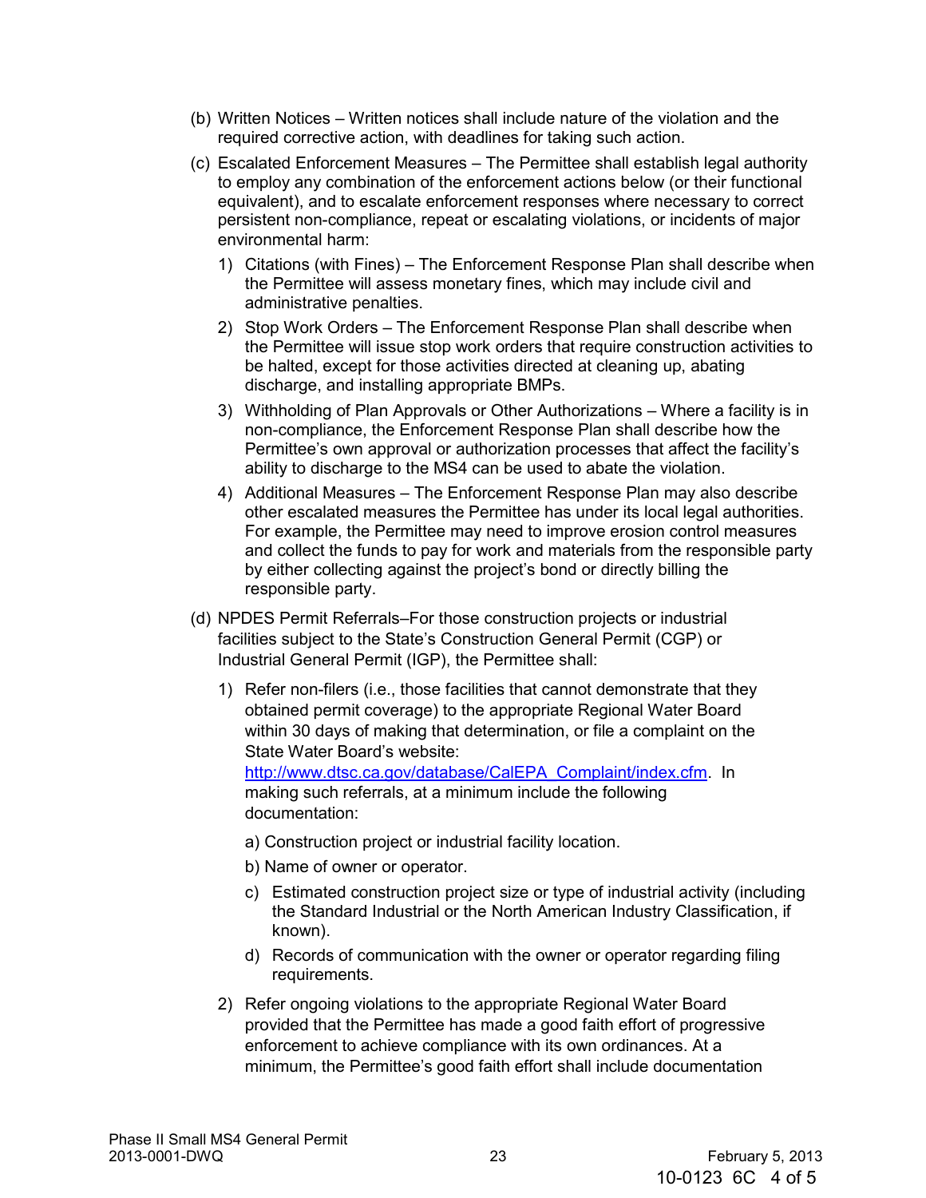(b) Written Notices – Written notices shall include nature of the violation and the required corrective action, with deadlines for taking such action.

(c) Escalated Enforcement Measures – The Permittee shall establish legal authority to employ any combination of the enforcement actions below (or their functional equivalent), and to escalate enforcement responses where necessary to correct persistent non-compliance, repeat or escalating violations, or incidents of major environmental harm:

1) Citations (with Fines) – The Enforcement Response Plan shall describe when the Permittee will assess monetary fines, which may include civil and administrative penalties.

2) Stop Work Orders – The Enforcement Response Plan shall describe when the Permittee will issue stop work orders that require construction activities to be halted, except for those activities directed at cleaning up, abating discharge, and installing appropriate BMPs.

3) Withholding of Plan Approvals or Other Authorizations – Where a facility is in non-compliance, the Enforcement Response Plan shall describe how the Permittee's own approval or authorization processes that affect the facility's ability to discharge to the MS4 can be used to abate the violation.

4) Additional Measures – The Enforcement Response Plan may also describe other escalated measures the Permittee has under its local legal authorities. For example, the Permittee may need to improve erosion control measures and collect the funds to pay for work and materials from the responsible party by either collecting against the project's bond or directly billing the responsible party.

(d) NPDES Permit Referrals–For those construction projects or industrial facilities subject to the State's Construction General Permit (CGP) or Industrial General Permit (IGP), the Permittee shall:

1) Refer non-filers (i.e., those facilities that cannot demonstrate that they obtained permit coverage) to the appropriate Regional Water Board within 30 days of making that determination, or file a complaint on the State Water Board's website: http://www.dtsc.ca.gov/database/CalEPA_Complaint/index.cfm. In making such referrals, at a minimum include the following documentation:

   a) Construction project or industrial facility location.

   b) Name of owner or operator.

   c) Estimated construction project size or type of industrial activity (including the Standard Industrial or the North American Industry Classification, if known).

   d) Records of communication with the owner or operator regarding filing requirements.

2) Refer ongoing violations to the appropriate Regional Water Board provided that the Permittee has made a good faith effort of progressive enforcement to achieve compliance with its own ordinances. At a minimum, the Permittee's good faith effort shall include documentation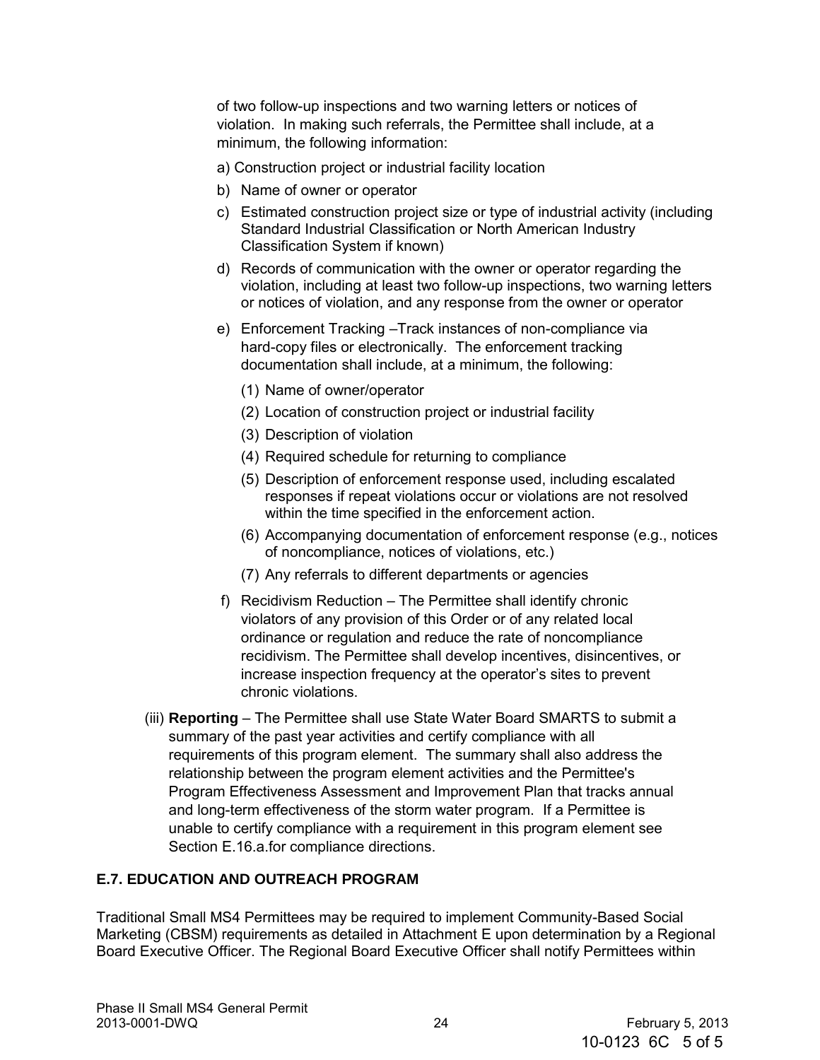of two follow-up inspections and two warning letters or notices of violation. In making such referrals, the Permittee shall include, at a minimum, the following information:

a) Construction project or industrial facility location

b) Name of owner or operator

c) Estimated construction project size or type of industrial activity (including Standard Industrial Classification or North American Industry Classification System if known)

d) Records of communication with the owner or operator regarding the violation, including at least two follow-up inspections, two warning letters or notices of violation, and any response from the owner or operator

e) Enforcement Tracking –Track instances of non-compliance via hard-copy files or electronically. The enforcement tracking documentation shall include, at a minimum, the following:

(1) Name of owner/operator

(2) Location of construction project or industrial facility

(3) Description of violation

(4) Required schedule for returning to compliance

(5) Description of enforcement response used, including escalated responses if repeat violations occur or violations are not resolved within the time specified in the enforcement action.

(6) Accompanying documentation of enforcement response (e.g., notices of noncompliance, notices of violations, etc.)

(7) Any referrals to different departments or agencies

f) Recidivism Reduction – The Permittee shall identify chronic violators of any provision of this Order or of any related local ordinance or regulation and reduce the rate of noncompliance recidivism. The Permittee shall develop incentives, disincentives, or increase inspection frequency at the operator's sites to prevent chronic violations.

(iii) **Reporting** – The Permittee shall use State Water Board SMARTS to submit a summary of the past year activities and certify compliance with all requirements of this program element. The summary shall also address the relationship between the program element activities and the Permittee's Program Effectiveness Assessment and Improvement Plan that tracks annual and long-term effectiveness of the storm water program. If a Permittee is unable to certify compliance with a requirement in this program element see Section E.16.a.for compliance directions.

## E.7. EDUCATION AND OUTREACH PROGRAM

Traditional Small MS4 Permittees may be required to implement Community-Based Social Marketing (CBSM) requirements as detailed in Attachment E upon determination by a Regional Board Executive Officer. The Regional Board Executive Officer shall notify Permittees within